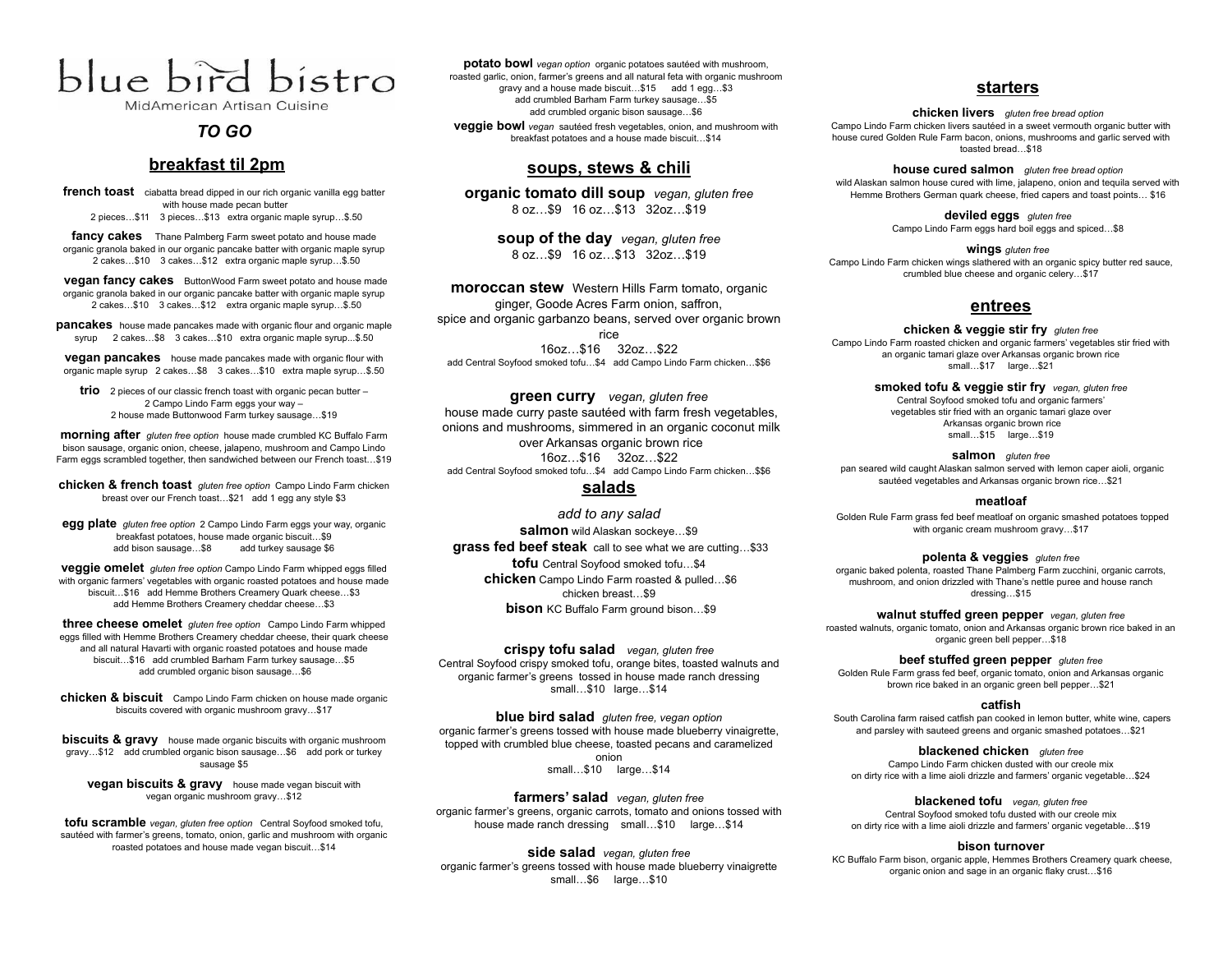# blue bird bistro

MidAmerican Artisan Cuisine

***TO GO***

## breakfast til 2pm

**french toast** ciabatta bread dipped in our rich organic vanilla egg batter with house made pecan butter
2 pieces…$11 3 pieces…$13 extra organic maple syrup…$.50

**fancy cakes** Thane Palmberg Farm sweet potato and house made organic granola baked in our organic pancake batter with organic maple syrup
2 cakes…$10 3 cakes…$12 extra organic maple syrup…$.50

**vegan fancy cakes** ButtonWood Farm sweet potato and house made organic granola baked in our organic pancake batter with organic maple syrup
2 cakes…$10 3 cakes…$12 extra organic maple syrup…$.50

**pancakes** house made pancakes made with organic flour and organic maple syrup 2 cakes…$8 3 cakes…$10 extra organic maple syrup...$.50

**vegan pancakes** house made pancakes made with organic flour with organic maple syrup 2 cakes…$8 3 cakes…$10 extra maple syrup…$.50

**trio** 2 pieces of our classic french toast with organic pecan butter – 2 Campo Lindo Farm eggs your way – 2 house made Buttonwood Farm turkey sausage…$19

**morning after** *gluten free option* house made crumbled KC Buffalo Farm bison sausage, organic onion, cheese, jalapeno, mushroom and Campo Lindo Farm eggs scrambled together, then sandwiched between our French toast…$19

**chicken & french toast** *gluten free option* Campo Lindo Farm chicken breast over our French toast…$21 add 1 egg any style $3

**egg plate** *gluten free option* 2 Campo Lindo Farm eggs your way, organic breakfast potatoes, house made organic biscuit…$9
add bison sausage…$8 add turkey sausage $6

**veggie omelet** *gluten free option* Campo Lindo Farm whipped eggs filled with organic farmers' vegetables with organic roasted potatoes and house made biscuit…$16 add Hemme Brothers Creamery Quark cheese…$3
add Hemme Brothers Creamery cheddar cheese…$3

**three cheese omelet** *gluten free option* Campo Lindo Farm whipped eggs filled with Hemme Brothers Creamery cheddar cheese, their quark cheese and all natural Havarti with organic roasted potatoes and house made biscuit…$16 add crumbled Barham Farm turkey sausage…$5
add crumbled organic bison sausage…$6

**chicken & biscuit** Campo Lindo Farm chicken on house made organic biscuits covered with organic mushroom gravy…$17

**biscuits & gravy** house made organic biscuits with organic mushroom gravy…$12 add crumbled organic bison sausage…$6 add pork or turkey sausage $5

**vegan biscuits & gravy** house made vegan biscuit with vegan organic mushroom gravy…$12

**tofu scramble** *vegan, gluten free option* Central Soyfood smoked tofu, sautéed with farmer's greens, tomato, onion, garlic and mushroom with organic roasted potatoes and house made vegan biscuit…$14

**potato bowl** *vegan option* organic potatoes sautéed with mushroom, roasted garlic, onion, farmer's greens and all natural feta with organic mushroom gravy and a house made biscuit…$15 add 1 egg…$3
add crumbled Barham Farm turkey sausage…$5
add crumbled organic bison sausage…$6

**veggie bowl** *vegan* sautéed fresh vegetables, onion, and mushroom with breakfast potatoes and a house made biscuit…$14

## soups, stews & chili

**organic tomato dill soup** *vegan, gluten free*
8 oz…$9 16 oz…$13 32oz…$19

**soup of the day** *vegan, gluten free*
8 oz…$9 16 oz…$13 32oz…$19

**moroccan stew** Western Hills Farm tomato, organic ginger, Goode Acres Farm onion, saffron, spice and organic garbanzo beans, served over organic brown rice
16oz…$16 32oz…$22
add Central Soyfood smoked tofu…$4 add Campo Lindo Farm chicken…$$6

**green curry** *vegan, gluten free*
house made curry paste sautéed with farm fresh vegetables, onions and mushrooms, simmered in an organic coconut milk over Arkansas organic brown rice
16oz…$16 32oz…$22
add Central Soyfood smoked tofu…$4 add Campo Lindo Farm chicken…$$6

## salads

*add to any salad*

**salmon** wild Alaskan sockeye…$9
**grass fed beef steak** call to see what we are cutting…$33
**tofu** Central Soyfood smoked tofu…$4
**chicken** Campo Lindo Farm roasted & pulled…$6
chicken breast…$9
**bison** KC Buffalo Farm ground bison…$9

**crispy tofu salad** *vegan, gluten free*
Central Soyfood crispy smoked tofu, orange bites, toasted walnuts and organic farmer's greens tossed in house made ranch dressing
small…$10 large…$14

**blue bird salad** *gluten free, vegan option*
organic farmer's greens tossed with house made blueberry vinaigrette, topped with crumbled blue cheese, toasted pecans and caramelized onion
small…$10 large…$14

**farmers' salad** *vegan, gluten free*
organic farmer's greens, organic carrots, tomato and onions tossed with house made ranch dressing small…$10 large…$14

**side salad** *vegan, gluten free*
organic farmer's greens tossed with house made blueberry vinaigrette
small…$6 large…$10

## starters

**chicken livers** *gluten free bread option*
Campo Lindo Farm chicken livers sautéed in a sweet vermouth organic butter with house cured Golden Rule Farm bacon, onions, mushrooms and garlic served with toasted bread…$18

**house cured salmon** *gluten free bread option*
wild Alaskan salmon house cured with lime, jalapeno, onion and tequila served with Hemme Brothers German quark cheese, fried capers and toast points… $16

**deviled eggs** *gluten free*
Campo Lindo Farm eggs hard boil eggs and spiced…$8

**wings** *gluten free*
Campo Lindo Farm chicken wings slathered with an organic spicy butter red sauce, crumbled blue cheese and organic celery…$17

## entrees

**chicken & veggie stir fry** *gluten free*
Campo Lindo Farm roasted chicken and organic farmers' vegetables stir fried with an organic tamari glaze over Arkansas organic brown rice
small…$17 large…$21

**smoked tofu & veggie stir fry** *vegan, gluten free*
Central Soyfood smoked tofu and organic farmers' vegetables stir fried with an organic tamari glaze over Arkansas organic brown rice
small…$15 large…$19

**salmon** *gluten free*
pan seared wild caught Alaskan salmon served with lemon caper aioli, organic sautéed vegetables and Arkansas organic brown rice…$21

**meatloaf**
Golden Rule Farm grass fed beef meatloaf on organic smashed potatoes topped with organic cream mushroom gravy…$17

**polenta & veggies** *gluten free*
organic baked polenta, roasted Thane Palmberg Farm zucchini, organic carrots, mushroom, and onion drizzled with Thane's nettle puree and house ranch dressing…$15

**walnut stuffed green pepper** *vegan, gluten free*
roasted walnuts, organic tomato, onion and Arkansas organic brown rice baked in an organic green bell pepper…$18

**beef stuffed green pepper** *gluten free*
Golden Rule Farm grass fed beef, organic tomato, onion and Arkansas organic brown rice baked in an organic green bell pepper…$21

**catfish**
South Carolina farm raised catfish pan cooked in lemon butter, white wine, capers and parsley with sauteed greens and organic smashed potatoes…$21

**blackened chicken** *gluten free*
Campo Lindo Farm chicken dusted with our creole mix on dirty rice with a lime aioli drizzle and farmers' organic vegetable…$24

**blackened tofu** *vegan, gluten free*
Central Soyfood smoked tofu dusted with our creole mix on dirty rice with a lime aioli drizzle and farmers' organic vegetable…$19

**bison turnover**
KC Buffalo Farm bison, organic apple, Hemmes Brothers Creamery quark cheese, organic onion and sage in an organic flaky crust…$16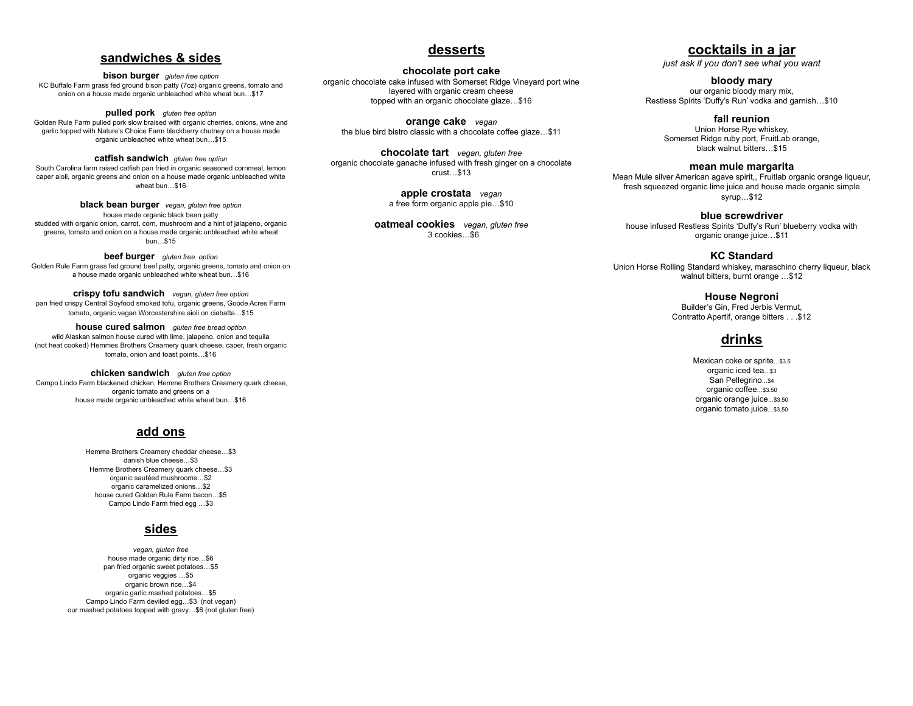## sandwiches & sides

### bison burger *gluten free option*

KC Buffalo Farm grass fed ground bison patty (7oz) organic greens, tomato and onion on a house made organic unbleached white wheat bun…$17

### pulled pork *gluten free option*

Golden Rule Farm pulled pork slow braised with organic cherries, onions, wine and garlic topped with Nature's Choice Farm blackberry chutney on a house made organic unbleached white wheat bun…$15

### catfish sandwich *gluten free option*

South Carolina farm raised catfish pan fried in organic seasoned cornmeal, lemon caper aioli, organic greens and onion on a house made organic unbleached white wheat bun…$16

### black bean burger *vegan, gluten free option*

house made organic black bean patty studded with organic onion, carrot, corn, mushroom and a hint of jalapeno, organic greens, tomato and onion on a house made organic unbleached white wheat bun…$15

### beef burger *gluten free option*

Golden Rule Farm grass fed ground beef patty, organic greens, tomato and onion on a house made organic unbleached white wheat bun…$16

### crispy tofu sandwich *vegan, gluten free option*

pan fried crispy Central Soyfood smoked tofu, organic greens, Goode Acres Farm tomato, organic vegan Worcestershire aioli on ciabatta…$15

### house cured salmon *gluten free bread option*

wild Alaskan salmon house cured with lime, jalapeno, onion and tequila (not heat cooked) Hemmes Brothers Creamery quark cheese, caper, fresh organic tomato, onion and toast points…$16

### chicken sandwich *gluten free option*

Campo Lindo Farm blackened chicken, Hemme Brothers Creamery quark cheese, organic tomato and greens on a house made organic unbleached white wheat bun…$16

## add ons

Hemme Brothers Creamery cheddar cheese…$3
danish blue cheese…$3
Hemme Brothers Creamery quark cheese…$3
organic sautéed mushrooms…$2
organic caramelized onions…$2
house cured Golden Rule Farm bacon…$5
Campo Lindo Farm fried egg …$3

## sides

*vegan, gluten free*

house made organic dirty rice…$6
pan fried organic sweet potatoes…$5
organic veggies …$5
organic brown rice…$4
organic garlic mashed potatoes…$5
Campo Lindo Farm deviled egg…$3 (not vegan)
our mashed potatoes topped with gravy…$6 (not gluten free)

## desserts

### chocolate port cake

organic chocolate cake infused with Somerset Ridge Vineyard port wine layered with organic cream cheese topped with an organic chocolate glaze…$16

### orange cake *vegan*

the blue bird bistro classic with a chocolate coffee glaze…$11

### chocolate tart *vegan, gluten free*

organic chocolate ganache infused with fresh ginger on a chocolate crust…$13

### apple crostata *vegan*

a free form organic apple pie…$10

### oatmeal cookies *vegan, gluten free*

3 cookies…$6

## cocktails in a jar

*just ask if you don't see what you want*

### bloody mary

our organic bloody mary mix, Restless Spirits 'Duffy's Run' vodka and garnish…$10

### fall reunion

Union Horse Rye whiskey, Somerset Ridge ruby port, FruitLab orange, black walnut bitters…$15

### mean mule margarita

Mean Mule silver American agave spirit,, Fruitlab organic orange liqueur, fresh squeezed organic lime juice and house made organic simple syrup…$12

### blue screwdriver

house infused Restless Spirits 'Duffy's Run' blueberry vodka with organic orange juice…$11

### KC Standard

Union Horse Rolling Standard whiskey, maraschino cherry liqueur, black walnut bitters, burnt orange …$12

### House Negroni

Builder's Gin, Fred Jerbis Vermut, Contratto Apertif, orange bitters . . .$12

## drinks

Mexican coke or sprite...$3.5
organic iced tea...$3
San Pellegrino...$4
organic coffee...$3.50
organic orange juice...$3.50
organic tomato juice...$3.50